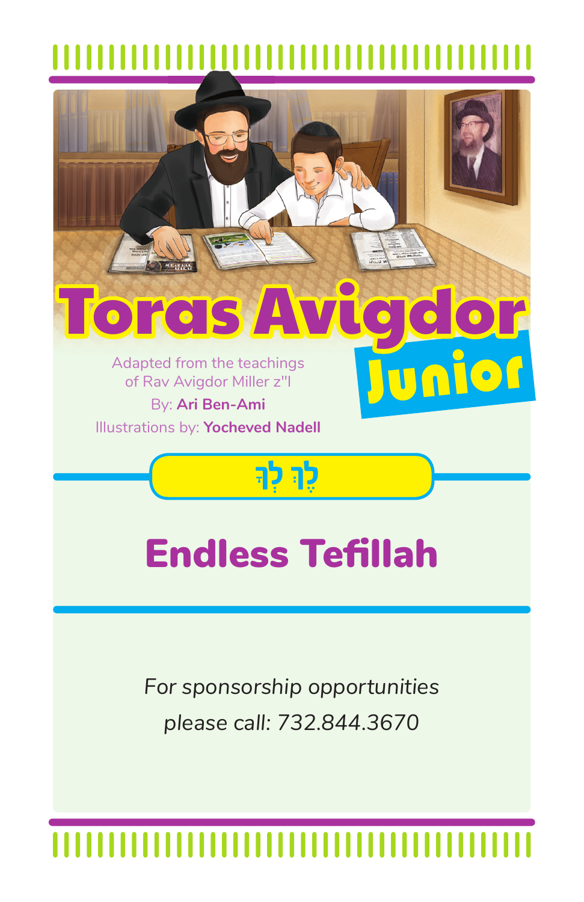# Toras Avigdor Junior

Adapted from the teachings of Rav Avigdor Miller z"l

By: **Ari Ben-Ami**

Illustrations by: **Yocheved Nadell**

## לֶךְ לְךָ

# Endless Tefillah

*For sponsorship opportunities please call: 732.844.3670*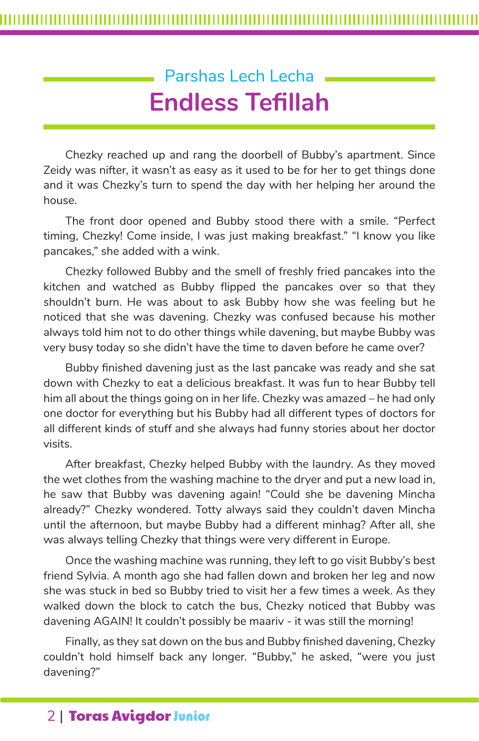Parshas Lech Lecha

# Endless Tefillah

Chezky reached up and rang the doorbell of Bubby's apartment. Since Zeidy was nifter, it wasn't as easy as it used to be for her to get things done and it was Chezky's turn to spend the day with her helping her around the house.

The front door opened and Bubby stood there with a smile. "Perfect timing, Chezky! Come inside, I was just making breakfast." "I know you like pancakes," she added with a wink.

Chezky followed Bubby and the smell of freshly fried pancakes into the kitchen and watched as Bubby flipped the pancakes over so that they shouldn't burn. He was about to ask Bubby how she was feeling but he noticed that she was davening. Chezky was confused because his mother always told him not to do other things while davening, but maybe Bubby was very busy today so she didn't have the time to daven before he came over?

Bubby finished davening just as the last pancake was ready and she sat down with Chezky to eat a delicious breakfast. It was fun to hear Bubby tell him all about the things going on in her life. Chezky was amazed – he had only one doctor for everything but his Bubby had all different types of doctors for all different kinds of stuff and she always had funny stories about her doctor visits.

After breakfast, Chezky helped Bubby with the laundry. As they moved the wet clothes from the washing machine to the dryer and put a new load in, he saw that Bubby was davening again! "Could she be davening Mincha already?" Chezky wondered. Totty always said they couldn't daven Mincha until the afternoon, but maybe Bubby had a different minhag? After all, she was always telling Chezky that things were very different in Europe.

Once the washing machine was running, they left to go visit Bubby's best friend Sylvia. A month ago she had fallen down and broken her leg and now she was stuck in bed so Bubby tried to visit her a few times a week. As they walked down the block to catch the bus, Chezky noticed that Bubby was davening AGAIN! It couldn't possibly be maariv - it was still the morning!

Finally, as they sat down on the bus and Bubby finished davening, Chezky couldn't hold himself back any longer. "Bubby," he asked, "were you just davening?"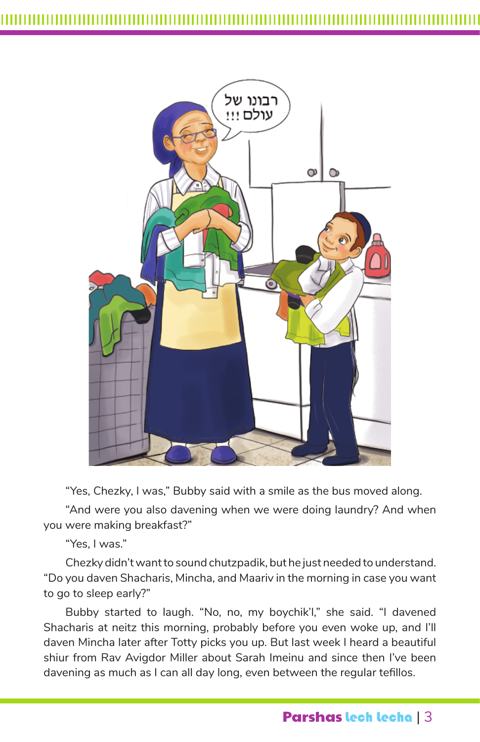“Yes, Chezky, I was,” Bubby said with a smile as the bus moved along.

“And were you also davening when we were doing laundry? And when you were making breakfast?”

“Yes, I was.”

Chezky didn’t want to sound chutzpadik, but he just needed to understand. “Do you daven Shacharis, Mincha, and Maariv in the morning in case you want to go to sleep early?”

Bubby started to laugh. “No, no, my boychik’l,” she said. “I davened Shacharis at neitz this morning, probably before you even woke up, and I’ll daven Mincha later after Totty picks you up. But last week I heard a beautiful shiur from Rav Avigdor Miller about Sarah Imeinu and since then I’ve been davening as much as I can all day long, even between the regular tefillos.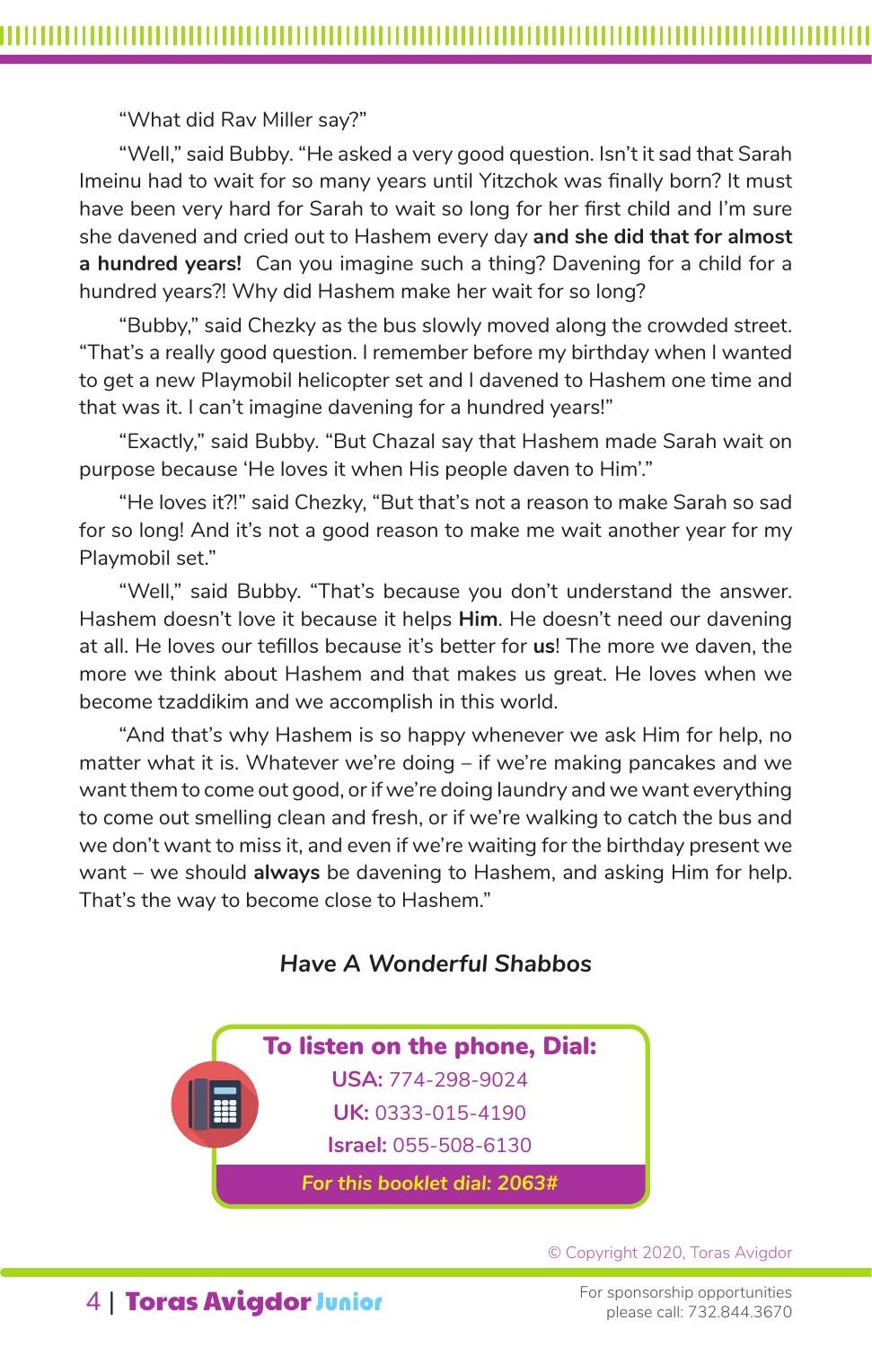"What did Rav Miller say?"

"Well," said Bubby. "He asked a very good question. Isn't it sad that Sarah Imeinu had to wait for so many years until Yitzchok was finally born? It must have been very hard for Sarah to wait so long for her first child and I'm sure she davened and cried out to Hashem every day **and she did that for almost a hundred years!** Can you imagine such a thing? Davening for a child for a hundred years?! Why did Hashem make her wait for so long?

"Bubby," said Chezky as the bus slowly moved along the crowded street. "That's a really good question. I remember before my birthday when I wanted to get a new Playmobil helicopter set and I davened to Hashem one time and that was it. I can't imagine davening for a hundred years!"

"Exactly," said Bubby. "But Chazal say that Hashem made Sarah wait on purpose because 'He loves it when His people daven to Him'."

"He loves it?!" said Chezky, "But that's not a reason to make Sarah so sad for so long! And it's not a good reason to make me wait another year for my Playmobil set."

"Well," said Bubby. "That's because you don't understand the answer. Hashem doesn't love it because it helps **Him**. He doesn't need our davening at all. He loves our tefillos because it's better for **us**! The more we daven, the more we think about Hashem and that makes us great. He loves when we become tzaddikim and we accomplish in this world.

"And that's why Hashem is so happy whenever we ask Him for help, no matter what it is. Whatever we're doing – if we're making pancakes and we want them to come out good, or if we're doing laundry and we want everything to come out smelling clean and fresh, or if we're walking to catch the bus and we don't want to miss it, and even if we're waiting for the birthday present we want – we should **always** be davening to Hashem, and asking Him for help. That's the way to become close to Hashem."

***Have A Wonderful Shabbos***

**To listen on the phone, Dial:**

**USA:** 774-298-9024

**UK:** 0333-015-4190

**Israel:** 055-508-6130

***For this booklet dial: 2063#***

© Copyright 2020, Toras Avigdor

For sponsorship opportunities please call: 732.844.3670